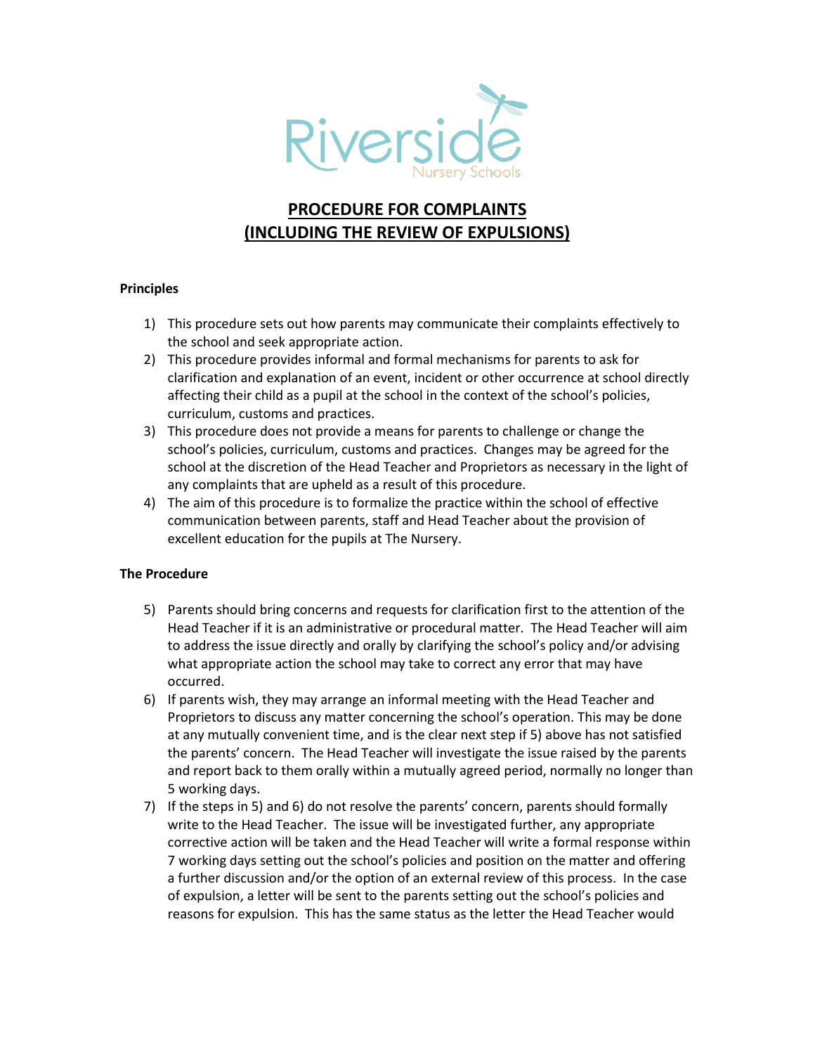Riverside Nursery Schools

# PROCEDURE FOR COMPLAINTS (INCLUDING THE REVIEW OF EXPULSIONS)

**Principles**

1) This procedure sets out how parents may communicate their complaints effectively to the school and seek appropriate action.
2) This procedure provides informal and formal mechanisms for parents to ask for clarification and explanation of an event, incident or other occurrence at school directly affecting their child as a pupil at the school in the context of the school's policies, curriculum, customs and practices.
3) This procedure does not provide a means for parents to challenge or change the school's policies, curriculum, customs and practices. Changes may be agreed for the school at the discretion of the Head Teacher and Proprietors as necessary in the light of any complaints that are upheld as a result of this procedure.
4) The aim of this procedure is to formalize the practice within the school of effective communication between parents, staff and Head Teacher about the provision of excellent education for the pupils at The Nursery.

**The Procedure**

5) Parents should bring concerns and requests for clarification first to the attention of the Head Teacher if it is an administrative or procedural matter. The Head Teacher will aim to address the issue directly and orally by clarifying the school's policy and/or advising what appropriate action the school may take to correct any error that may have occurred.
6) If parents wish, they may arrange an informal meeting with the Head Teacher and Proprietors to discuss any matter concerning the school's operation. This may be done at any mutually convenient time, and is the clear next step if 5) above has not satisfied the parents' concern. The Head Teacher will investigate the issue raised by the parents and report back to them orally within a mutually agreed period, normally no longer than 5 working days.
7) If the steps in 5) and 6) do not resolve the parents' concern, parents should formally write to the Head Teacher. The issue will be investigated further, any appropriate corrective action will be taken and the Head Teacher will write a formal response within 7 working days setting out the school's policies and position on the matter and offering a further discussion and/or the option of an external review of this process. In the case of expulsion, a letter will be sent to the parents setting out the school's policies and reasons for expulsion. This has the same status as the letter the Head Teacher would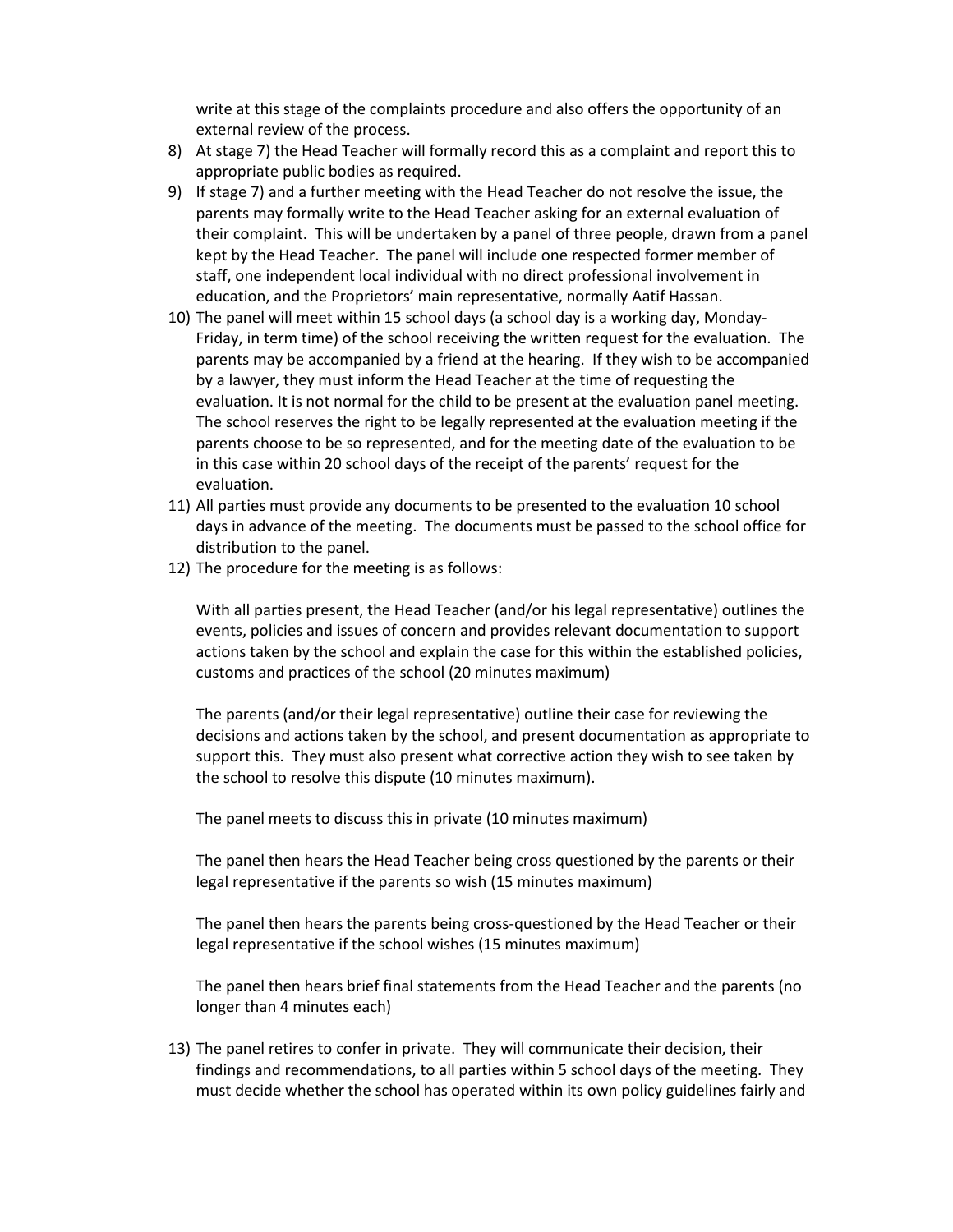write at this stage of the complaints procedure and also offers the opportunity of an external review of the process.

8) At stage 7) the Head Teacher will formally record this as a complaint and report this to appropriate public bodies as required.
9) If stage 7) and a further meeting with the Head Teacher do not resolve the issue, the parents may formally write to the Head Teacher asking for an external evaluation of their complaint. This will be undertaken by a panel of three people, drawn from a panel kept by the Head Teacher. The panel will include one respected former member of staff, one independent local individual with no direct professional involvement in education, and the Proprietors' main representative, normally Aatif Hassan.
10) The panel will meet within 15 school days (a school day is a working day, Monday-Friday, in term time) of the school receiving the written request for the evaluation. The parents may be accompanied by a friend at the hearing. If they wish to be accompanied by a lawyer, they must inform the Head Teacher at the time of requesting the evaluation. It is not normal for the child to be present at the evaluation panel meeting. The school reserves the right to be legally represented at the evaluation meeting if the parents choose to be so represented, and for the meeting date of the evaluation to be in this case within 20 school days of the receipt of the parents' request for the evaluation.
11) All parties must provide any documents to be presented to the evaluation 10 school days in advance of the meeting. The documents must be passed to the school office for distribution to the panel.
12) The procedure for the meeting is as follows:

    With all parties present, the Head Teacher (and/or his legal representative) outlines the events, policies and issues of concern and provides relevant documentation to support actions taken by the school and explain the case for this within the established policies, customs and practices of the school (20 minutes maximum)

    The parents (and/or their legal representative) outline their case for reviewing the decisions and actions taken by the school, and present documentation as appropriate to support this. They must also present what corrective action they wish to see taken by the school to resolve this dispute (10 minutes maximum).

    The panel meets to discuss this in private (10 minutes maximum)

    The panel then hears the Head Teacher being cross questioned by the parents or their legal representative if the parents so wish (15 minutes maximum)

    The panel then hears the parents being cross-questioned by the Head Teacher or their legal representative if the school wishes (15 minutes maximum)

    The panel then hears brief final statements from the Head Teacher and the parents (no longer than 4 minutes each)

13) The panel retires to confer in private. They will communicate their decision, their findings and recommendations, to all parties within 5 school days of the meeting. They must decide whether the school has operated within its own policy guidelines fairly and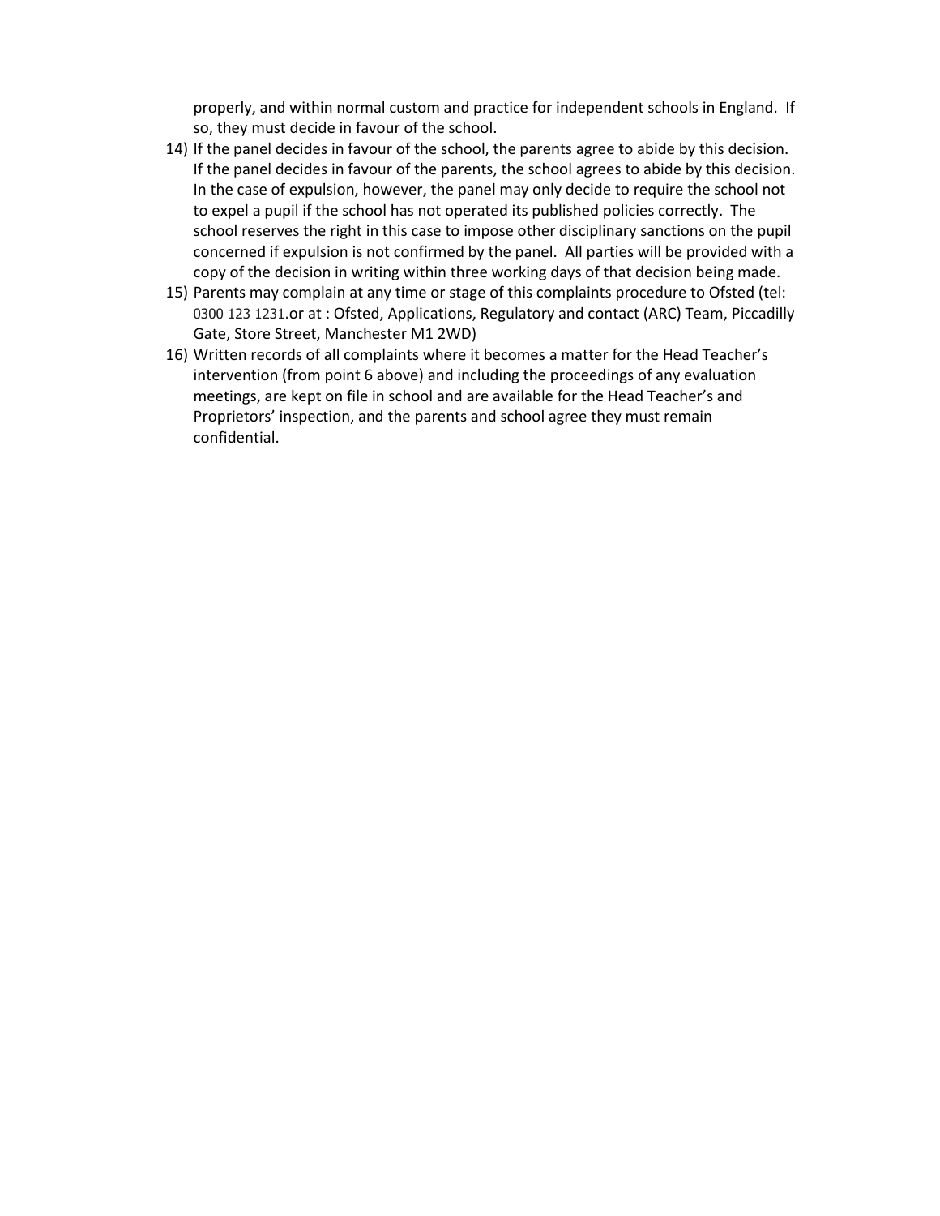properly, and within normal custom and practice for independent schools in England. If so, they must decide in favour of the school.

14) If the panel decides in favour of the school, the parents agree to abide by this decision. If the panel decides in favour of the parents, the school agrees to abide by this decision. In the case of expulsion, however, the panel may only decide to require the school not to expel a pupil if the school has not operated its published policies correctly. The school reserves the right in this case to impose other disciplinary sanctions on the pupil concerned if expulsion is not confirmed by the panel. All parties will be provided with a copy of the decision in writing within three working days of that decision being made.
15) Parents may complain at any time or stage of this complaints procedure to Ofsted (tel: 0300 123 1231.or at : Ofsted, Applications, Regulatory and contact (ARC) Team, Piccadilly Gate, Store Street, Manchester M1 2WD)
16) Written records of all complaints where it becomes a matter for the Head Teacher's intervention (from point 6 above) and including the proceedings of any evaluation meetings, are kept on file in school and are available for the Head Teacher's and Proprietors' inspection, and the parents and school agree they must remain confidential.